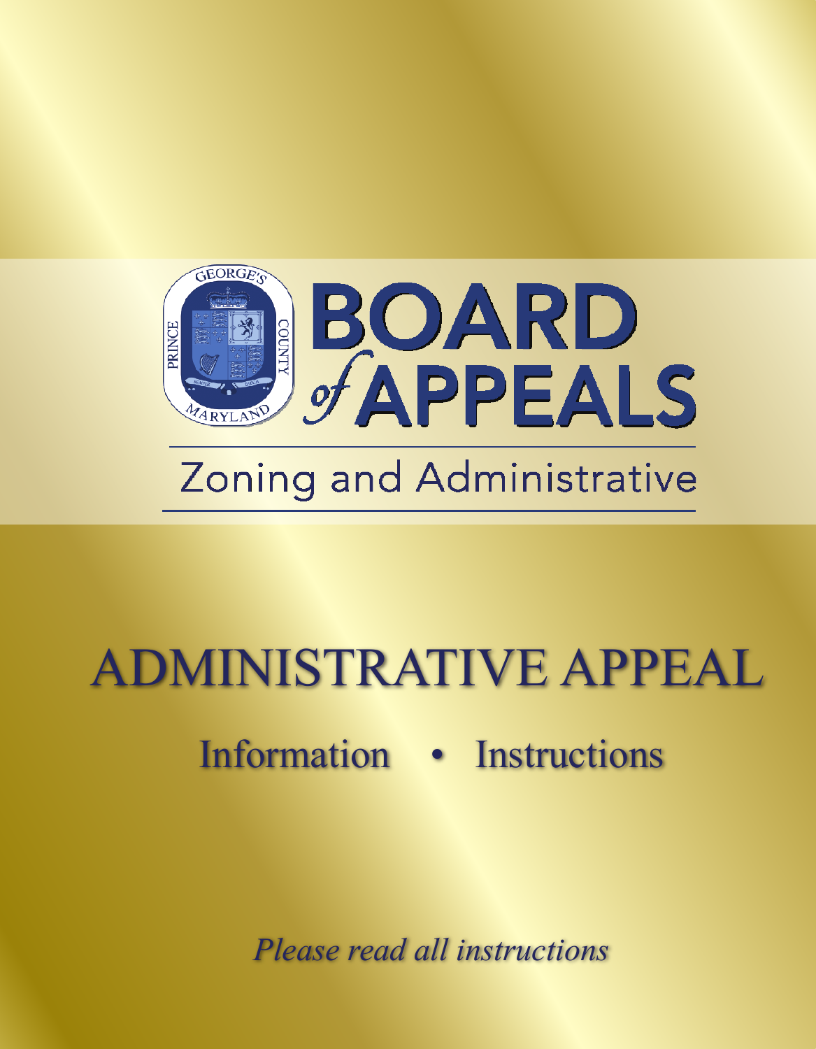# BOARD of APPEALS

## Zoning and Administrative

# ADMINISTRATIVE APPEAL

## Information • Instructions

*Please read all instructions*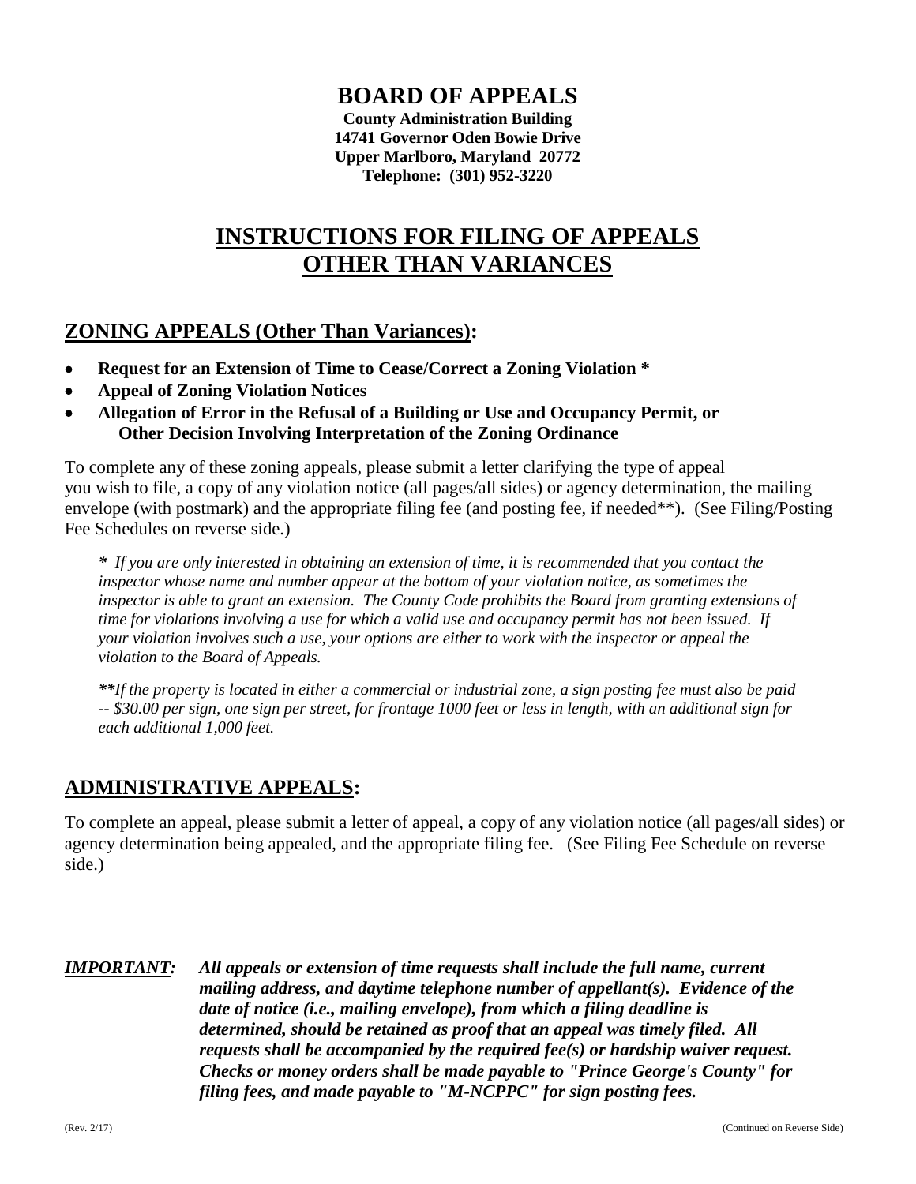# BOARD OF APPEALS

**County Administration Building**
**14741 Governor Oden Bowie Drive**
**Upper Marlboro, Maryland 20772**
**Telephone: (301) 952-3220**

## INSTRUCTIONS FOR FILING OF APPEALS OTHER THAN VARIANCES

### ZONING APPEALS (Other Than Variances):

- **Request for an Extension of Time to Cease/Correct a Zoning Violation ***
- **Appeal of Zoning Violation Notices**
- **Allegation of Error in the Refusal of a Building or Use and Occupancy Permit, or Other Decision Involving Interpretation of the Zoning Ordinance**

To complete any of these zoning appeals, please submit a letter clarifying the type of appeal you wish to file, a copy of any violation notice (all pages/all sides) or agency determination, the mailing envelope (with postmark) and the appropriate filing fee (and posting fee, if needed**). (See Filing/Posting Fee Schedules on reverse side.)

> *\* If you are only interested in obtaining an extension of time, it is recommended that you contact the inspector whose name and number appear at the bottom of your violation notice, as sometimes the inspector is able to grant an extension. The County Code prohibits the Board from granting extensions of time for violations involving a use for which a valid use and occupancy permit has not been issued. If your violation involves such a use, your options are either to work with the inspector or appeal the violation to the Board of Appeals.*
>
> *\*\*If the property is located in either a commercial or industrial zone, a sign posting fee must also be paid -- $30.00 per sign, one sign per street, for frontage 1000 feet or less in length, with an additional sign for each additional 1,000 feet.*

### ADMINISTRATIVE APPEALS:

To complete an appeal, please submit a letter of appeal, a copy of any violation notice (all pages/all sides) or agency determination being appealed, and the appropriate filing fee. (See Filing Fee Schedule on reverse side.)

***IMPORTANT:*** ***All appeals or extension of time requests shall include the full name, current mailing address, and daytime telephone number of appellant(s). Evidence of the date of notice (i.e., mailing envelope), from which a filing deadline is determined, should be retained as proof that an appeal was timely filed. All requests shall be accompanied by the required fee(s) or hardship waiver request. Checks or money orders shall be made payable to "Prince George's County" for filing fees, and made payable to "M-NCPPC" for sign posting fees.***

(Rev. 2/17) (Continued on Reverse Side)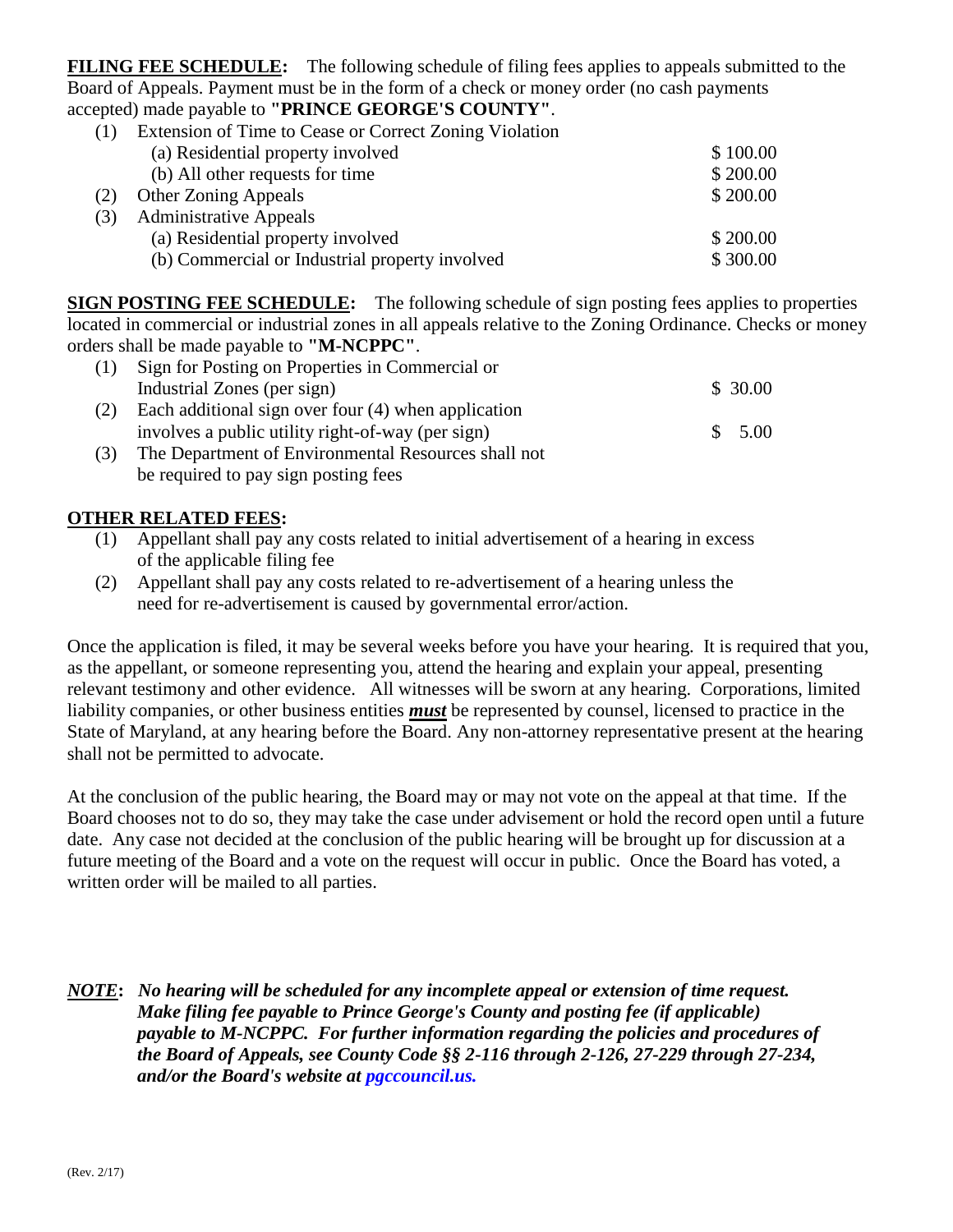**FILING FEE SCHEDULE:** The following schedule of filing fees applies to appeals submitted to the Board of Appeals. Payment must be in the form of a check or money order (no cash payments accepted) made payable to **"PRINCE GEORGE'S COUNTY"**.

| | | |
|---|---|---|
| (1) | Extension of Time to Cease or Correct Zoning Violation | |
| | (a) Residential property involved | $ 100.00 |
| | (b) All other requests for time | $ 200.00 |
| (2) | Other Zoning Appeals | $ 200.00 |
| (3) | Administrative Appeals | |
| | (a) Residential property involved | $ 200.00 |
| | (b) Commercial or Industrial property involved | $ 300.00 |

**SIGN POSTING FEE SCHEDULE:** The following schedule of sign posting fees applies to properties located in commercial or industrial zones in all appeals relative to the Zoning Ordinance. Checks or money orders shall be made payable to **"M-NCPPC"**.

| | | |
|---|---|---|
| (1) | Sign for Posting on Properties in Commercial or Industrial Zones (per sign) | $ 30.00 |
| (2) | Each additional sign over four (4) when application involves a public utility right-of-way (per sign) | $ 5.00 |
| (3) | The Department of Environmental Resources shall not be required to pay sign posting fees | |

**OTHER RELATED FEES:**

(1) Appellant shall pay any costs related to initial advertisement of a hearing in excess of the applicable filing fee

(2) Appellant shall pay any costs related to re-advertisement of a hearing unless the need for re-advertisement is caused by governmental error/action.

Once the application is filed, it may be several weeks before you have your hearing. It is required that you, as the appellant, or someone representing you, attend the hearing and explain your appeal, presenting relevant testimony and other evidence. All witnesses will be sworn at any hearing. Corporations, limited liability companies, or other business entities ***must*** be represented by counsel, licensed to practice in the State of Maryland, at any hearing before the Board. Any non-attorney representative present at the hearing shall not be permitted to advocate.

At the conclusion of the public hearing, the Board may or may not vote on the appeal at that time. If the Board chooses not to do so, they may take the case under advisement or hold the record open until a future date. Any case not decided at the conclusion of the public hearing will be brought up for discussion at a future meeting of the Board and a vote on the request will occur in public. Once the Board has voted, a written order will be mailed to all parties.

***NOTE*: *No hearing will be scheduled for any incomplete appeal or extension of time request. Make filing fee payable to Prince George's County and posting fee (if applicable) payable to M-NCPPC. For further information regarding the policies and procedures of the Board of Appeals, see County Code §§ 2-116 through 2-126, 27-229 through 27-234, and/or the Board's website at pgccouncil.us.***

(Rev. 2/17)